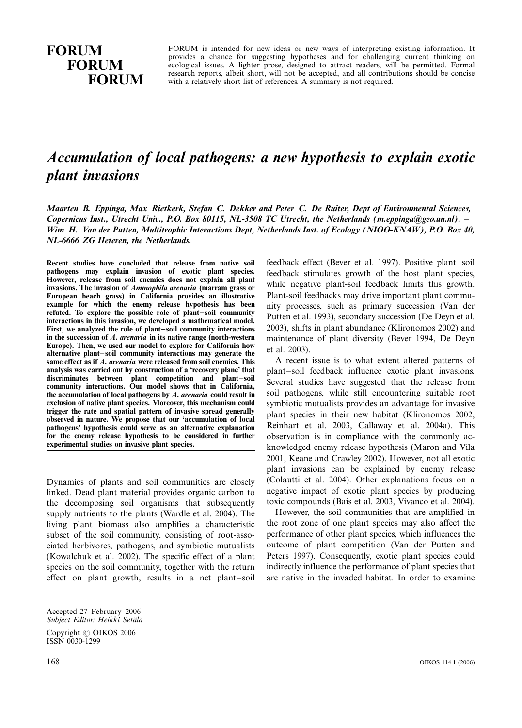# FORUM FORUM FORUM

FORUM is intended for new ideas or new ways of interpreting existing information. It provides a chance for suggesting hypotheses and for challenging current thinking on ecological issues. A lighter prose, designed to attract readers, will be permitted. Formal research reports, albeit short, will not be accepted, and all contributions should be concise with a relatively short list of references. A summary is not required.

---

# *Accumulation of local pathogens: a new hypothesis to explain exotic plant invasions*

*Maarten B. Eppinga, Max Rietkerk, Stefan C. Dekker and Peter C. De Ruiter, Dept of Environmental Sciences, Copernicus Inst., Utrecht Univ., P.O. Box 80115, NL-3508 TC Utrecht, the Netherlands (m.eppinga@geo.uu.nl). – Wim H. Van der Putten, Multitrophic Interactions Dept, Netherlands Inst. of Ecology (NIOO-KNAW), P.O. Box 40, NL-6666 ZG Heteren, the Netherlands.*

**Recent studies have concluded that release from native soil pathogens may explain invasion of exotic plant species. However, release from soil enemies does not explain all plant invasions. The invasion of *Ammophila arenaria* (marram grass or European beach grass) in California provides an illustrative example for which the enemy release hypothesis has been refuted. To explore the possible role of plant–soil community interactions in this invasion, we developed a mathematical model. First, we analyzed the role of plant–soil community interactions in the succession of *A. arenaria* in its native range (north-western Europe). Then, we used our model to explore for California how alternative plant–soil community interactions may generate the same effect as if *A. arenaria* were released from soil enemies. This analysis was carried out by construction of a 'recovery plane' that discriminates between plant competition and plant–soil community interactions. Our model shows that in California, the accumulation of local pathogens by *A. arenaria* could result in exclusion of native plant species. Moreover, this mechanism could trigger the rate and spatial pattern of invasive spread generally observed in nature. We propose that our 'accumulation of local pathogens' hypothesis could serve as an alternative explanation for the enemy release hypothesis to be considered in further experimental studies on invasive plant species.**

Dynamics of plants and soil communities are closely linked. Dead plant material provides organic carbon to the decomposing soil organisms that subsequently supply nutrients to the plants (Wardle et al. 2004). The living plant biomass also amplifies a characteristic subset of the soil community, consisting of root-associated herbivores, pathogens, and symbiotic mutualists (Kowalchuk et al. 2002). The specific effect of a plant species on the soil community, together with the return effect on plant growth, results in a net plant–soil feedback effect (Bever et al. 1997). Positive plant–soil feedback stimulates growth of the host plant species, while negative plant-soil feedback limits this growth. Plant-soil feedbacks may drive important plant community processes, such as primary succession (Van der Putten et al. 1993), secondary succession (De Deyn et al. 2003), shifts in plant abundance (Klironomos 2002) and maintenance of plant diversity (Bever 1994, De Deyn et al. 2003).

A recent issue is to what extent altered patterns of plant–soil feedback influence exotic plant invasions. Several studies have suggested that the release from soil pathogens, while still encountering suitable root symbiotic mutualists provides an advantage for invasive plant species in their new habitat (Klironomos 2002, Reinhart et al. 2003, Callaway et al. 2004a). This observation is in compliance with the commonly acknowledged enemy release hypothesis (Maron and Vila 2001, Keane and Crawley 2002). However, not all exotic plant invasions can be explained by enemy release (Colautti et al. 2004). Other explanations focus on a negative impact of exotic plant species by producing toxic compounds (Bais et al. 2003, Vivanco et al. 2004).

However, the soil communities that are amplified in the root zone of one plant species may also affect the performance of other plant species, which influences the outcome of plant competition (Van der Putten and Peters 1997). Consequently, exotic plant species could indirectly influence the performance of plant species that are native in the invaded habitat. In order to examine

---

Accepted 27 February 2006
Subject Editor: Heikki Setälä

Copyright © OIKOS 2006
ISSN 0030-1299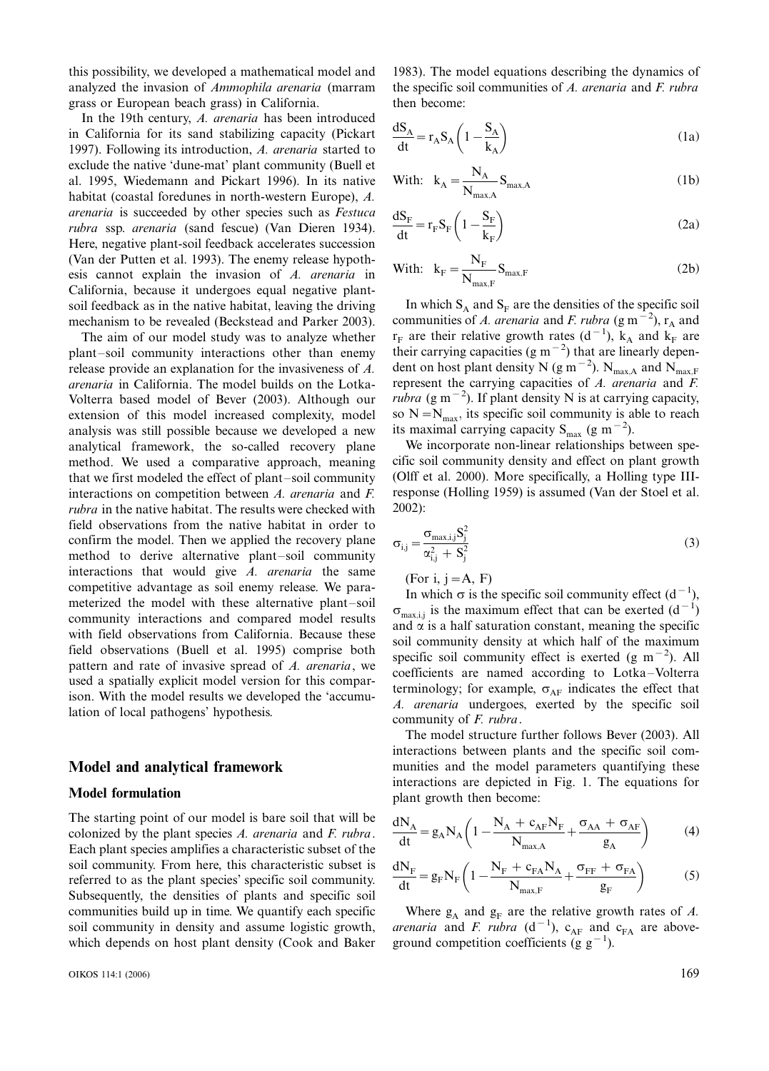this possibility, we developed a mathematical model and analyzed the invasion of *Ammophila arenaria* (marram grass or European beach grass) in California.

In the 19th century, *A. arenaria* has been introduced in California for its sand stabilizing capacity (Pickart 1997). Following its introduction, *A. arenaria* started to exclude the native 'dune-mat' plant community (Buell et al. 1995, Wiedemann and Pickart 1996). In its native habitat (coastal foredunes in north-western Europe), *A. arenaria* is succeeded by other species such as *Festuca rubra* ssp. *arenaria* (sand fescue) (Van Dieren 1934). Here, negative plant-soil feedback accelerates succession (Van der Putten et al. 1993). The enemy release hypothesis cannot explain the invasion of *A. arenaria* in California, because it undergoes equal negative plant-soil feedback as in the native habitat, leaving the driving mechanism to be revealed (Beckstead and Parker 2003).

The aim of our model study was to analyze whether plant–soil community interactions other than enemy release provide an explanation for the invasiveness of *A. arenaria* in California. The model builds on the Lotka-Volterra based model of Bever (2003). Although our extension of this model increased complexity, model analysis was still possible because we developed a new analytical framework, the so-called recovery plane method. We used a comparative approach, meaning that we first modeled the effect of plant–soil community interactions on competition between *A. arenaria* and *F. rubra* in the native habitat. The results were checked with field observations from the native habitat in order to confirm the model. Then we applied the recovery plane method to derive alternative plant–soil community interactions that would give *A. arenaria* the same competitive advantage as soil enemy release. We parameterized the model with these alternative plant–soil community interactions and compared model results with field observations from California. Because these field observations (Buell et al. 1995) comprise both pattern and rate of invasive spread of *A. arenaria*, we used a spatially explicit model version for this comparison. With the model results we developed the 'accumulation of local pathogens' hypothesis.

## Model and analytical framework

### Model formulation

The starting point of our model is bare soil that will be colonized by the plant species *A. arenaria* and *F. rubra*. Each plant species amplifies a characteristic subset of the soil community. From here, this characteristic subset is referred to as the plant species' specific soil community. Subsequently, the densities of plants and specific soil communities build up in time. We quantify each specific soil community in density and assume logistic growth, which depends on host plant density (Cook and Baker 1983). The model equations describing the dynamics of the specific soil communities of *A. arenaria* and *F. rubra* then become:

$$\frac{dS_A}{dt} = r_A S_A \left(1 - \frac{S_A}{k_A}\right) \tag{1a}$$

$$\text{With: } k_A = \frac{N_A}{N_{max,A}} S_{max,A} \tag{1b}$$

$$\frac{dS_F}{dt} = r_F S_F \left(1 - \frac{S_F}{k_F}\right) \tag{2a}$$

$$\text{With: } k_F = \frac{N_F}{N_{max,F}} S_{max,F} \tag{2b}$$

In which $S_A$ and $S_F$ are the densities of the specific soil communities of *A. arenaria* and *F. rubra* (g m$^{-2}$), $r_A$ and $r_F$ are their relative growth rates (d$^{-1}$), $k_A$ and $k_F$ are their carrying capacities (g m$^{-2}$) that are linearly dependent on host plant density N (g m$^{-2}$). $N_{max,A}$ and $N_{max,F}$ represent the carrying capacities of *A. arenaria* and *F. rubra* (g m$^{-2}$). If plant density N is at carrying capacity, so $N = N_{max}$, its specific soil community is able to reach its maximal carrying capacity $S_{max}$ (g m$^{-2}$).

We incorporate non-linear relationships between specific soil community density and effect on plant growth (Olff et al. 2000). More specifically, a Holling type III-response (Holling 1959) is assumed (Van der Stoel et al. 2002):

$$\sigma_{i,j} = \frac{\sigma_{max,i,j} S_j^2}{\alpha_{i,j}^2 + S_j^2} \tag{3}$$

(For i, j = A, F)

In which σ is the specific soil community effect (d$^{-1}$), $\sigma_{max,i,j}$ is the maximum effect that can be exerted (d$^{-1}$) and α is a half saturation constant, meaning the specific soil community density at which half of the maximum specific soil community effect is exerted (g m$^{-2}$). All coefficients are named according to Lotka–Volterra terminology; for example, $\sigma_{AF}$ indicates the effect that *A. arenaria* undergoes, exerted by the specific soil community of *F. rubra*.

The model structure further follows Bever (2003). All interactions between plants and the specific soil communities and the model parameters quantifying these interactions are depicted in Fig. 1. The equations for plant growth then become:

$$\frac{dN_A}{dt} = g_A N_A \left(1 - \frac{N_A + c_{AF} N_F}{N_{max,A}} + \frac{\sigma_{AA} + \sigma_{AF}}{g_A}\right) \tag{4}$$

$$\frac{dN_F}{dt} = g_F N_F \left(1 - \frac{N_F + c_{FA} N_A}{N_{max,F}} + \frac{\sigma_{FF} + \sigma_{FA}}{g_F}\right) \tag{5}$$

Where $g_A$ and $g_F$ are the relative growth rates of *A. arenaria* and *F. rubra* (d$^{-1}$), $c_{AF}$ and $c_{FA}$ are aboveground competition coefficients (g g$^{-1}$).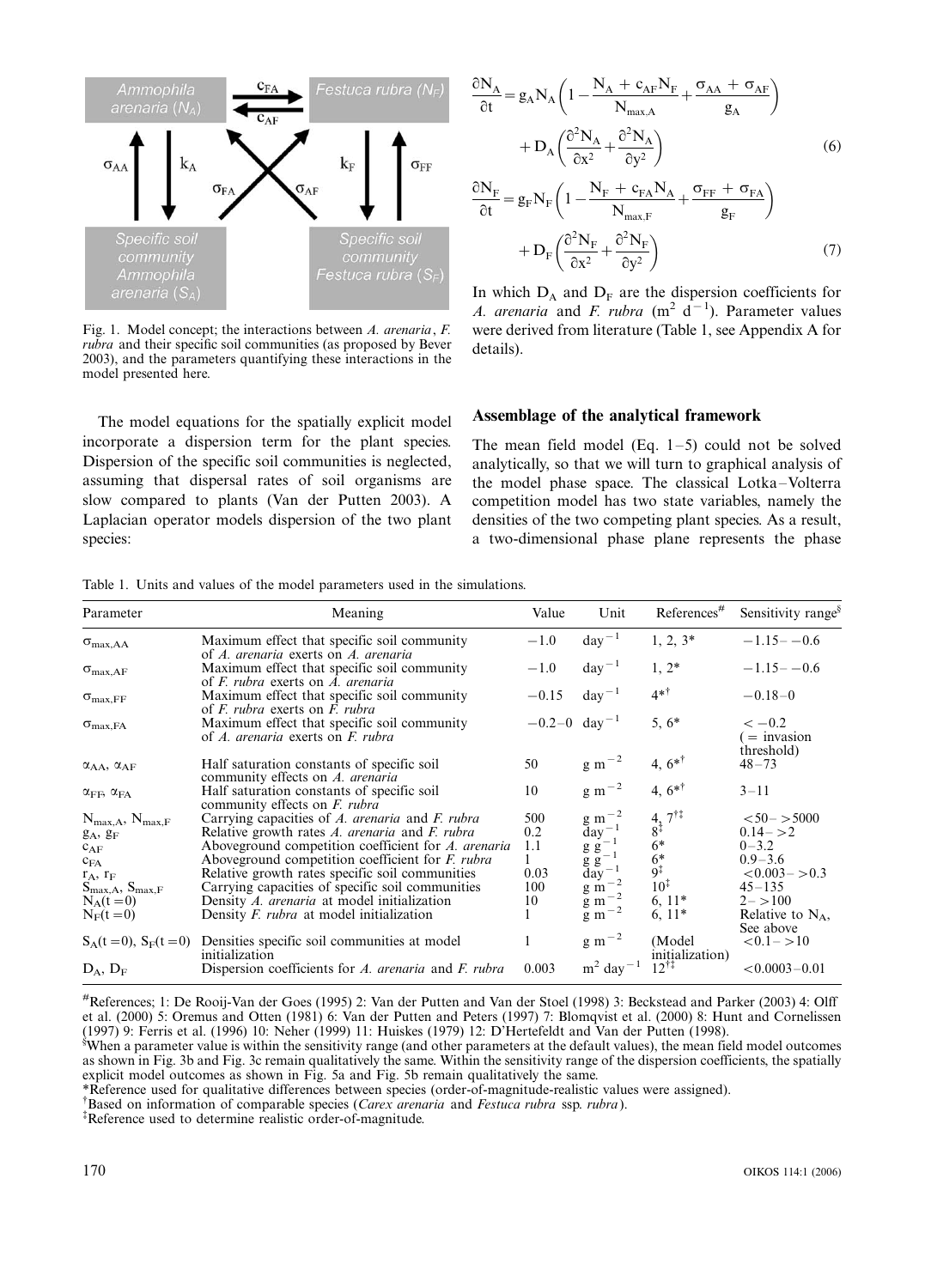Fig. 1. Model concept; the interactions between *A. arenaria*, *F. rubra* and their specific soil communities (as proposed by Bever 2003), and the parameters quantifying these interactions in the model presented here.

The model equations for the spatially explicit model incorporate a dispersion term for the plant species. Dispersion of the specific soil communities is neglected, assuming that dispersal rates of soil organisms are slow compared to plants (Van der Putten 2003). A Laplacian operator models dispersion of the two plant species:

$$\frac{\partial N_A}{\partial t} = g_A N_A \left(1 - \frac{N_A + c_{AF} N_F}{N_{max,A}} + \frac{\sigma_{AA} + \sigma_{AF}}{g_A}\right) + D_A \left(\frac{\partial^2 N_A}{\partial x^2} + \frac{\partial^2 N_A}{\partial y^2}\right) \quad (6)$$

$$\frac{\partial N_F}{\partial t} = g_F N_F \left(1 - \frac{N_F + c_{FA} N_A}{N_{max,F}} + \frac{\sigma_{FF} + \sigma_{FA}}{g_F}\right) + D_F \left(\frac{\partial^2 N_F}{\partial x^2} + \frac{\partial^2 N_F}{\partial y^2}\right) \quad (7)$$

In which $D_A$ and $D_F$ are the dispersion coefficients for *A. arenaria* and *F. rubra* ($m^2\ d^{-1}$). Parameter values were derived from literature (Table 1, see Appendix A for details).

## Assemblage of the analytical framework

The mean field model (Eq. 1–5) could not be solved analytically, so that we will turn to graphical analysis of the model phase space. The classical Lotka–Volterra competition model has two state variables, namely the densities of the two competing plant species. As a result, a two-dimensional phase plane represents the phase

Table 1. Units and values of the model parameters used in the simulations.

| Parameter | Meaning | Value | Unit | References[#] | Sensitivity range[§] |
|---|---|---|---|---|---|
| $\sigma_{max,AA}$ | Maximum effect that specific soil community of *A. arenaria* exerts on *A. arenaria* | −1.0 | $day^{-1}$ | 1, 2, 3* | −1.15– −0.6 |
| $\sigma_{max,AF}$ | Maximum effect that specific soil community of *F. rubra* exerts on *A. arenaria* | −1.0 | $day^{-1}$ | 1, 2* | −1.15– −0.6 |
| $\sigma_{max,FF}$ | Maximum effect that specific soil community of *F. rubra* exerts on *F. rubra* | −0.15 | $day^{-1}$ | 4*[†] | −0.18–0 |
| $\sigma_{max,FA}$ | Maximum effect that specific soil community of *A. arenaria* exerts on *F. rubra* | −0.2–0 | $day^{-1}$ | 5, 6* | < −0.2 (= invasion threshold) |
| $\alpha_{AA}$, $\alpha_{AF}$ | Half saturation constants of specific soil community effects on *A. arenaria* | 50 | $g\ m^{-2}$ | 4, 6*[†] | 48–73 |
| $\alpha_{FF}$, $\alpha_{FA}$ | Half saturation constants of specific soil community effects on *F. rubra* | 10 | $g\ m^{-2}$ | 4, 6*[†] | 3–11 |
| $N_{max,A}$, $N_{max,F}$ | Carrying capacities of *A. arenaria* and *F. rubra* | 500 | $g\ m^{-2}$ | 4, 7[†‡] | <50– >5000 |
| $g_A$, $g_F$ | Relative growth rates *A. arenaria* and *F. rubra* | 0.2 | $day^{-1}$ | 8[‡] | 0.14– >2 |
| $c_{AF}$ | Aboveground competition coefficient for *A. arenaria* | 1.1 | $g\ g^{-1}$ | 6* | 0–3.2 |
| $c_{FA}$ | Aboveground competition coefficient for *F. rubra* | 1 | $g\ g^{-1}$ | 6* | 0.9–3.6 |
| $r_A$, $r_F$ | Relative growth rates specific soil communities | 0.03 | $day^{-1}$ | 9[‡] | <0.003– >0.3 |
| $S_{max,A}$, $S_{max,F}$ | Carrying capacities of specific soil communities | 100 | $g\ m^{-2}$ | 10[‡] | 45–135 |
| $N_A(t=0)$ | Density *A. arenaria* at model initialization | 10 | $g\ m^{-2}$ | 6, 11* | 2– >100 |
| $N_F(t=0)$ | Density *F. rubra* at model initialization | 1 | $g\ m^{-2}$ | 6, 11* | Relative to $N_A$, See above |
| $S_A(t=0)$, $S_F(t=0)$ | Densities specific soil communities at model initialization | 1 | $g\ m^{-2}$ | (Model initialization) | <0.1– >10 |
| $D_A$, $D_F$ | Dispersion coefficients for *A. arenaria* and *F. rubra* | 0.003 | $m^2\ day^{-1}$ | 12[†‡] | <0.0003–0.01 |

[#]References; 1: De Rooij-Van der Goes (1995) 2: Van der Putten and Van der Stoel (1998) 3: Beckstead and Parker (2003) 4: Olff et al. (2000) 5: Oremus and Otten (1981) 6: Van der Putten and Peters (1997) 7: Blomqvist et al. (2000) 8: Hunt and Cornelissen (1997) 9: Ferris et al. (1996) 10: Neher (1999) 11: Huiskes (1979) 12: D'Hertefeldt and Van der Putten (1998).
[§]When a parameter value is within the sensitivity range (and other parameters at the default values), the mean field model outcomes as shown in Fig. 3b and Fig. 3c remain qualitatively the same. Within the sensitivity range of the dispersion coefficients, the spatially explicit model outcomes as shown in Fig. 5a and Fig. 5b remain qualitatively the same.
*Reference used for qualitative differences between species (order-of-magnitude-realistic values were assigned).
[†]Based on information of comparable species (*Carex arenaria* and *Festuca rubra* ssp. *rubra*).
[‡]Reference used to determine realistic order-of-magnitude.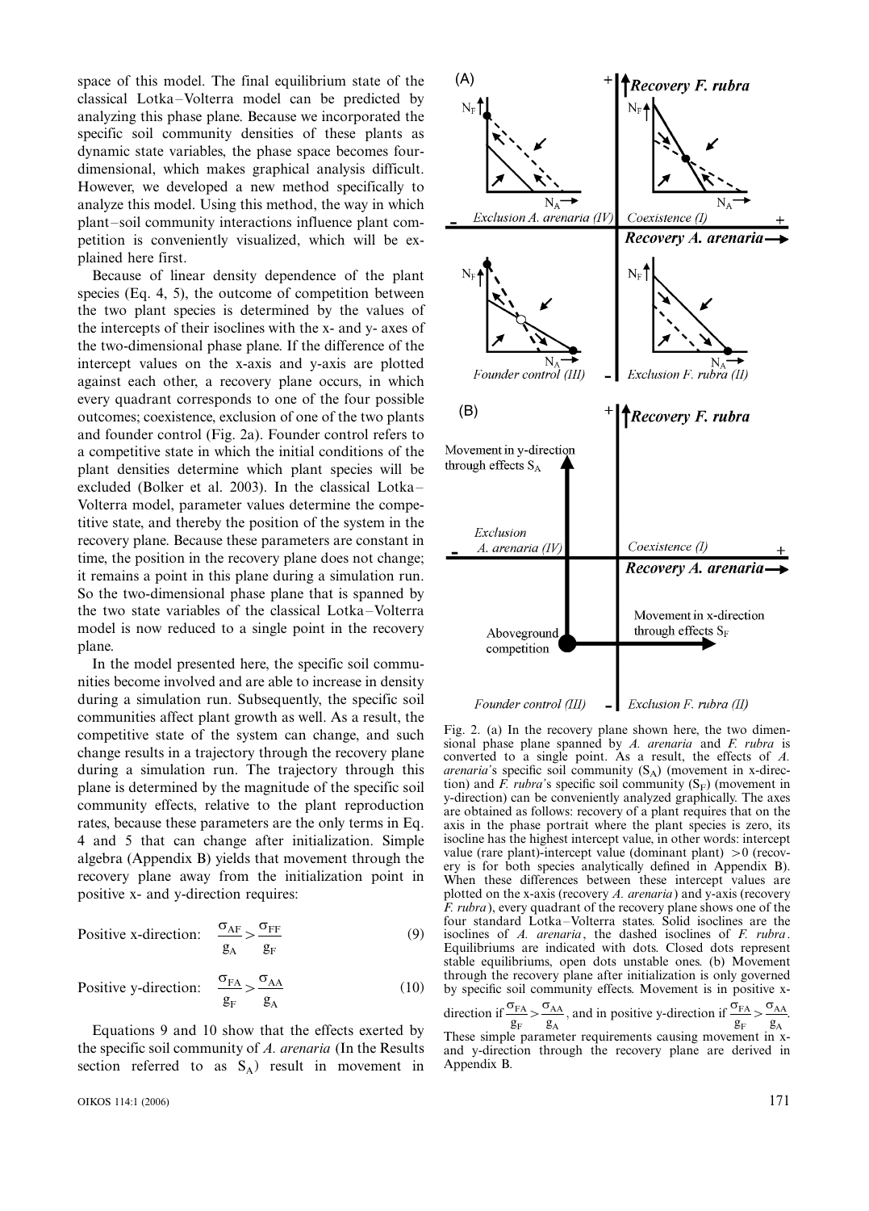space of this model. The final equilibrium state of the classical Lotka–Volterra model can be predicted by analyzing this phase plane. Because we incorporated the specific soil community densities of these plants as dynamic state variables, the phase space becomes four-dimensional, which makes graphical analysis difficult. However, we developed a new method specifically to analyze this model. Using this method, the way in which plant–soil community interactions influence plant competition is conveniently visualized, which will be explained here first.

Because of linear density dependence of the plant species (Eq. 4, 5), the outcome of competition between the two plant species is determined by the values of the intercepts of their isoclines with the x- and y- axes of the two-dimensional phase plane. If the difference of the intercept values on the x-axis and y-axis are plotted against each other, a recovery plane occurs, in which every quadrant corresponds to one of the four possible outcomes; coexistence, exclusion of one of the two plants and founder control (Fig. 2a). Founder control refers to a competitive state in which the initial conditions of the plant densities determine which plant species will be excluded (Bolker et al. 2003). In the classical Lotka–Volterra model, parameter values determine the competitive state, and thereby the position of the system in the recovery plane. Because these parameters are constant in time, the position in the recovery plane does not change; it remains a point in this plane during a simulation run. So the two-dimensional phase plane that is spanned by the two state variables of the classical Lotka–Volterra model is now reduced to a single point in the recovery plane.

In the model presented here, the specific soil communities become involved and are able to increase in density during a simulation run. Subsequently, the specific soil communities affect plant growth as well. As a result, the competitive state of the system can change, and such change results in a trajectory through the recovery plane during a simulation run. The trajectory through this plane is determined by the magnitude of the specific soil community effects, relative to the plant reproduction rates, because these parameters are the only terms in Eq. 4 and 5 that can change after initialization. Simple algebra (Appendix B) yields that movement through the recovery plane away from the initialization point in positive x- and y-direction requires:

$$\text{Positive x-direction:} \quad \frac{\sigma_{AF}}{g_A} > \frac{\sigma_{FF}}{g_F} \tag{9}$$

$$\text{Positive y-direction:} \quad \frac{\sigma_{FA}}{g_F} > \frac{\sigma_{AA}}{g_A} \tag{10}$$

Equations 9 and 10 show that the effects exerted by the specific soil community of *A. arenaria* (In the Results section referred to as $S_A$) result in movement in

(A)

Recovery F. rubra

Recovery A. arenaria

Exclusion A. arenaria (IV)

Coexistence (I)

Founder control (III)

Exclusion F. rubra (II)

(B)

Recovery F. rubra

Movement in y-direction through effects $S_A$

Exclusion A. arenaria (IV)

Coexistence (I)

Recovery A. arenaria

Movement in x-direction through effects $S_F$

Aboveground competition

Founder control (III)

Exclusion F. rubra (II)

Fig. 2. (a) In the recovery plane shown here, the two dimensional phase plane spanned by *A. arenaria* and *F. rubra* is converted to a single point. As a result, the effects of *A. arenaria*'s specific soil community ($S_A$) (movement in x-direction) and *F. rubra*'s specific soil community ($S_F$) (movement in y-direction) can be conveniently analyzed graphically. The axes are obtained as follows: recovery of a plant requires that on the axis in the phase portrait where the plant species is zero, its isocline has the highest intercept value, in other words: intercept value (rare plant)-intercept value (dominant plant) >0 (recovery is for both species analytically defined in Appendix B). When these differences between these intercept values are plotted on the x-axis (recovery *A. arenaria*) and y-axis (recovery *F. rubra*), every quadrant of the recovery plane shows one of the four standard Lotka–Volterra states. Solid isoclines are the isoclines of *A. arenaria*, the dashed isoclines of *F. rubra*. Equilibriums are indicated with dots. Closed dots represent stable equilibriums, open dots unstable ones. (b) Movement through the recovery plane after initialization is only governed by specific soil community effects. Movement is in positive x-direction if $\frac{\sigma_{FA}}{g_F} > \frac{\sigma_{AA}}{g_A}$, and in positive y-direction if $\frac{\sigma_{FA}}{g_F} > \frac{\sigma_{AA}}{g_A}$. These simple parameter requirements causing movement in x- and y-direction through the recovery plane are derived in Appendix B.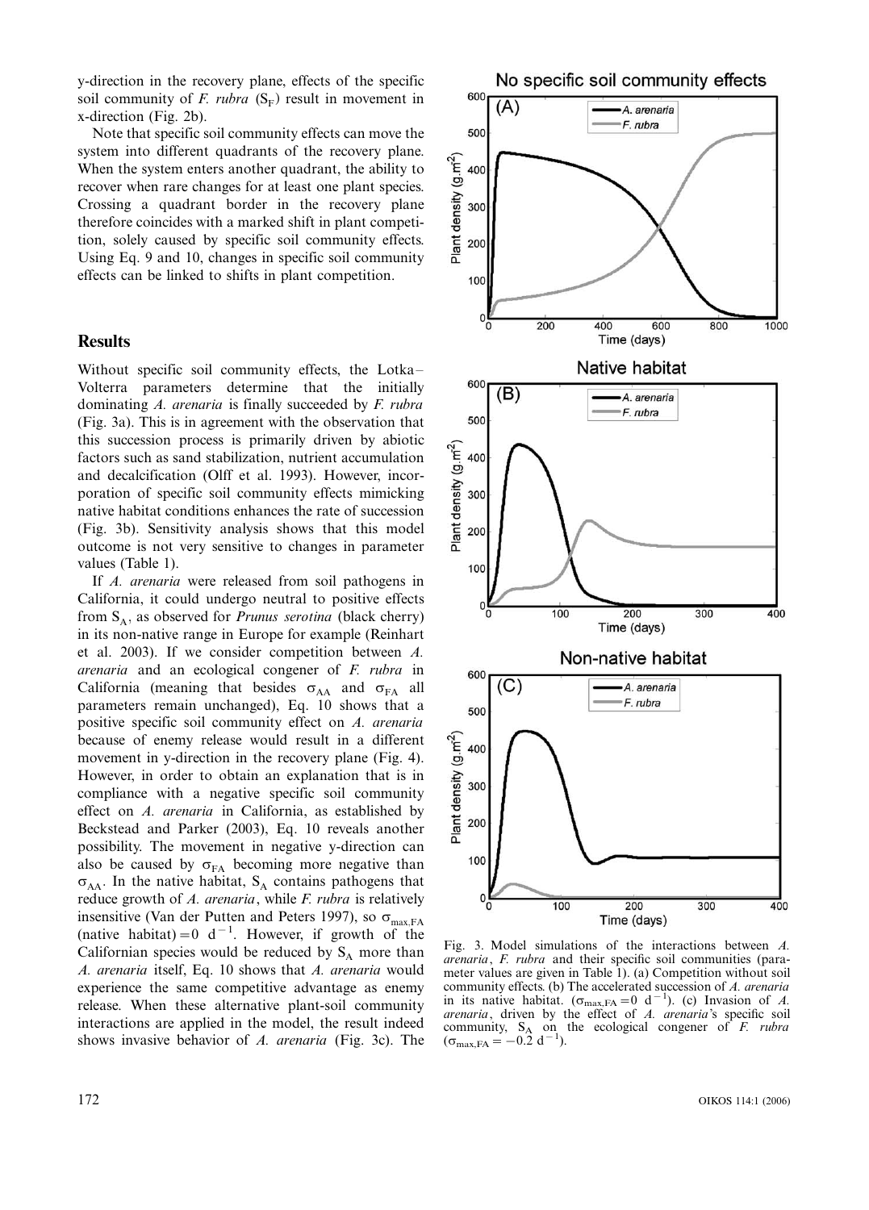y-direction in the recovery plane, effects of the specific soil community of *F. rubra* ($S_F$) result in movement in x-direction (Fig. 2b).

Note that specific soil community effects can move the system into different quadrants of the recovery plane. When the system enters another quadrant, the ability to recover when rare changes for at least one plant species. Crossing a quadrant border in the recovery plane therefore coincides with a marked shift in plant competition, solely caused by specific soil community effects. Using Eq. 9 and 10, changes in specific soil community effects can be linked to shifts in plant competition.

## Results

Without specific soil community effects, the Lotka–Volterra parameters determine that the initially dominating *A. arenaria* is finally succeeded by *F. rubra* (Fig. 3a). This is in agreement with the observation that this succession process is primarily driven by abiotic factors such as sand stabilization, nutrient accumulation and decalcification (Olff et al. 1993). However, incorporation of specific soil community effects mimicking native habitat conditions enhances the rate of succession (Fig. 3b). Sensitivity analysis shows that this model outcome is not very sensitive to changes in parameter values (Table 1).

If *A. arenaria* were released from soil pathogens in California, it could undergo neutral to positive effects from $S_A$, as observed for *Prunus serotina* (black cherry) in its non-native range in Europe for example (Reinhart et al. 2003). If we consider competition between *A. arenaria* and an ecological congener of *F. rubra* in California (meaning that besides $\sigma_{AA}$ and $\sigma_{FA}$ all parameters remain unchanged), Eq. 10 shows that a positive specific soil community effect on *A. arenaria* because of enemy release would result in a different movement in y-direction in the recovery plane (Fig. 4). However, in order to obtain an explanation that is in compliance with a negative specific soil community effect on *A. arenaria* in California, as established by Beckstead and Parker (2003), Eq. 10 reveals another possibility. The movement in negative y-direction can also be caused by $\sigma_{FA}$ becoming more negative than $\sigma_{AA}$. In the native habitat, $S_A$ contains pathogens that reduce growth of *A. arenaria*, while *F. rubra* is relatively insensitive (Van der Putten and Peters 1997), so $\sigma_{max,FA}$ (native habitat) $= 0\ d^{-1}$. However, if growth of the Californian species would be reduced by $S_A$ more than *A. arenaria* itself, Eq. 10 shows that *A. arenaria* would experience the same competitive advantage as enemy release. When these alternative plant-soil community interactions are applied in the model, the result indeed shows invasive behavior of *A. arenaria* (Fig. 3c). The

Fig. 3. Model simulations of the interactions between *A. arenaria*, *F. rubra* and their specific soil communities (parameter values are given in Table 1). (a) Competition without soil community effects. (b) The accelerated succession of *A. arenaria* in its native habitat. ($\sigma_{max,FA} = 0\ d^{-1}$). (c) Invasion of *A. arenaria*, driven by the effect of *A. arenaria*'s specific soil community, $S_A$ on the ecological congener of *F. rubra* ($\sigma_{max,FA} = -0.2\ d^{-1}$).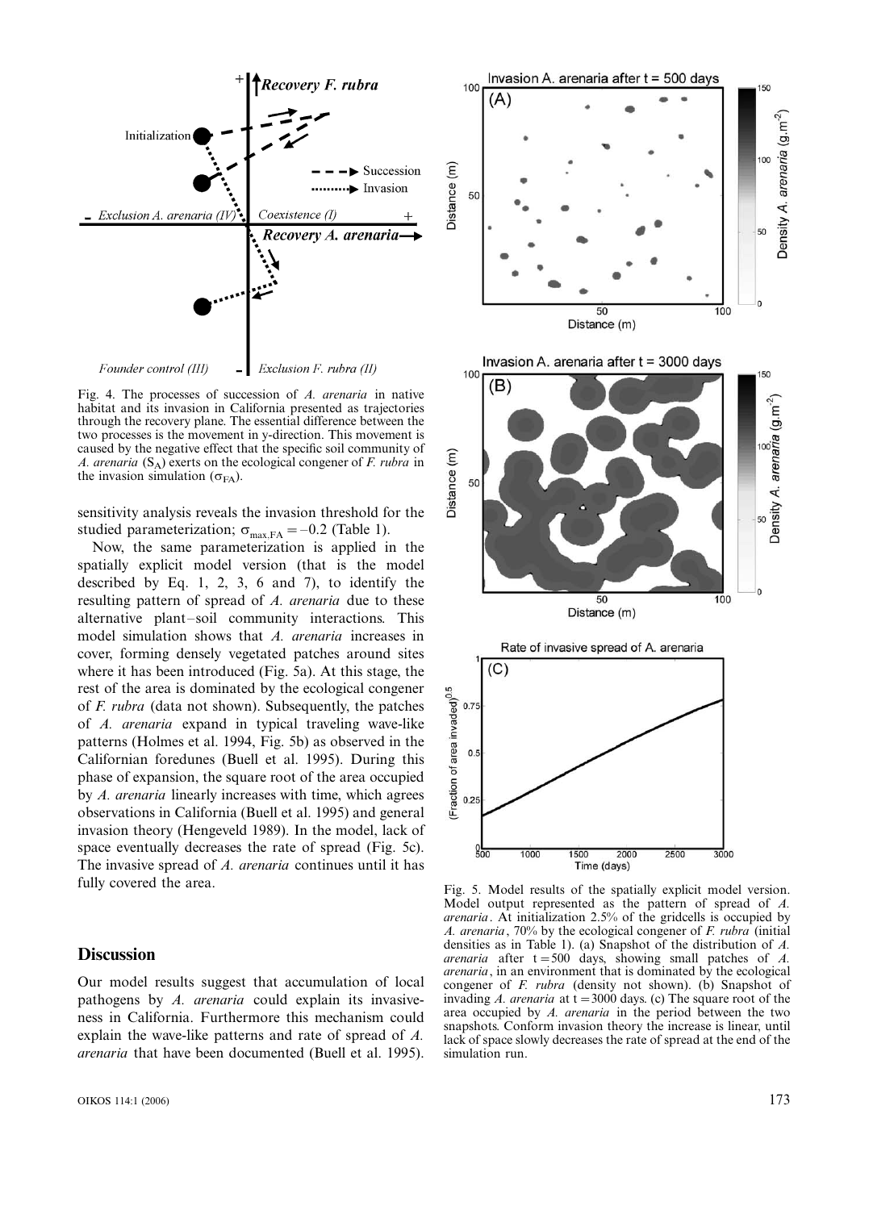Fig. 4. The processes of succession of *A. arenaria* in native habitat and its invasion in California presented as trajectories through the recovery plane. The essential difference between the two processes is the movement in y-direction. This movement is caused by the negative effect that the specific soil community of *A. arenaria* ($S_A$) exerts on the ecological congener of *F. rubra* in the invasion simulation ($\sigma_{FA}$).

sensitivity analysis reveals the invasion threshold for the studied parameterization; $\sigma_{max,FA} = -0.2$ (Table 1).

Now, the same parameterization is applied in the spatially explicit model version (that is the model described by Eq. 1, 2, 3, 6 and 7), to identify the resulting pattern of spread of *A. arenaria* due to these alternative plant–soil community interactions. This model simulation shows that *A. arenaria* increases in cover, forming densely vegetated patches around sites where it has been introduced (Fig. 5a). At this stage, the rest of the area is dominated by the ecological congener of *F. rubra* (data not shown). Subsequently, the patches of *A. arenaria* expand in typical traveling wave-like patterns (Holmes et al. 1994, Fig. 5b) as observed in the Californian foredunes (Buell et al. 1995). During this phase of expansion, the square root of the area occupied by *A. arenaria* linearly increases with time, which agrees observations in California (Buell et al. 1995) and general invasion theory (Hengeveld 1989). In the model, lack of space eventually decreases the rate of spread (Fig. 5c). The invasive spread of *A. arenaria* continues until it has fully covered the area.

Fig. 5. Model results of the spatially explicit model version. Model output represented as the pattern of spread of *A. arenaria*. At initialization 2.5% of the gridcells is occupied by *A. arenaria*, 70% by the ecological congener of *F. rubra* (initial densities as in Table 1). (a) Snapshot of the distribution of *A. arenaria* after t = 500 days, showing small patches of *A. arenaria*, in an environment that is dominated by the ecological congener of *F. rubra* (density not shown). (b) Snapshot of invading *A. arenaria* at t = 3000 days. (c) The square root of the area occupied by *A. arenaria* in the period between the two snapshots. Conform invasion theory the increase is linear, until lack of space slowly decreases the rate of spread at the end of the simulation run.

## Discussion

Our model results suggest that accumulation of local pathogens by *A. arenaria* could explain its invasiveness in California. Furthermore this mechanism could explain the wave-like patterns and rate of spread of *A. arenaria* that have been documented (Buell et al. 1995).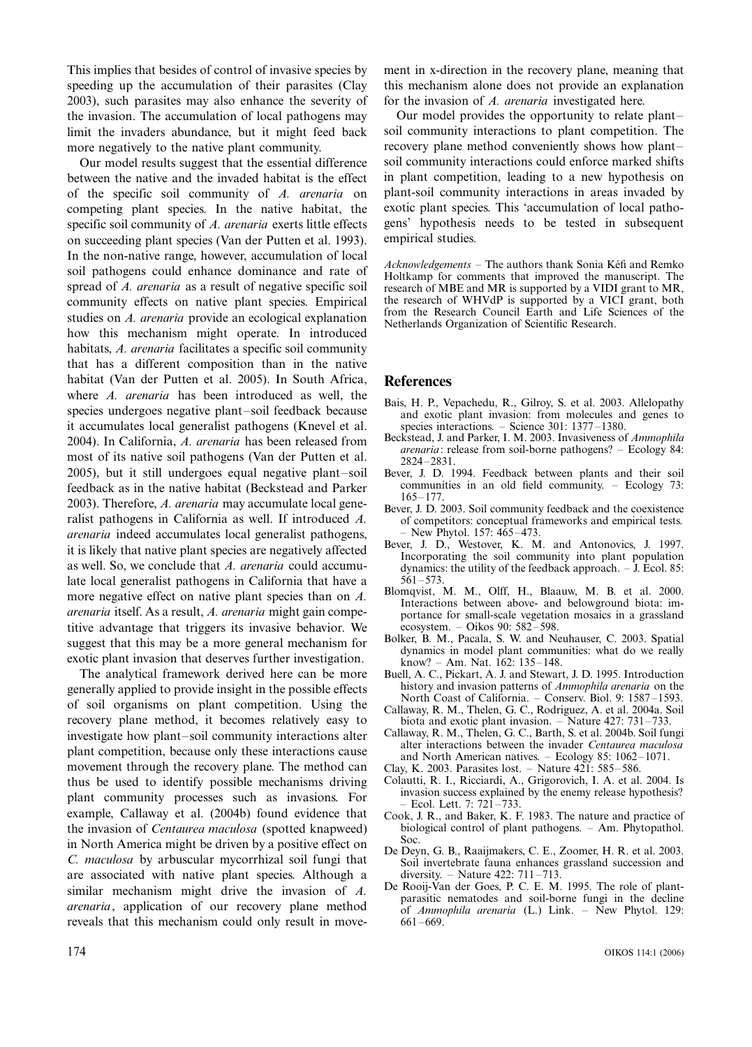This implies that besides of control of invasive species by speeding up the accumulation of their parasites (Clay 2003), such parasites may also enhance the severity of the invasion. The accumulation of local pathogens may limit the invaders abundance, but it might feed back more negatively to the native plant community.

Our model results suggest that the essential difference between the native and the invaded habitat is the effect of the specific soil community of *A. arenaria* on competing plant species. In the native habitat, the specific soil community of *A. arenaria* exerts little effects on succeeding plant species (Van der Putten et al. 1993). In the non-native range, however, accumulation of local soil pathogens could enhance dominance and rate of spread of *A. arenaria* as a result of negative specific soil community effects on native plant species. Empirical studies on *A. arenaria* provide an ecological explanation how this mechanism might operate. In introduced habitats, *A. arenaria* facilitates a specific soil community that has a different composition than in the native habitat (Van der Putten et al. 2005). In South Africa, where *A. arenaria* has been introduced as well, the species undergoes negative plant–soil feedback because it accumulates local generalist pathogens (Knevel et al. 2004). In California, *A. arenaria* has been released from most of its native soil pathogens (Van der Putten et al. 2005), but it still undergoes equal negative plant–soil feedback as in the native habitat (Beckstead and Parker 2003). Therefore, *A. arenaria* may accumulate local generalist pathogens in California as well. If introduced *A. arenaria* indeed accumulates local generalist pathogens, it is likely that native plant species are negatively affected as well. So, we conclude that *A. arenaria* could accumulate local generalist pathogens in California that have a more negative effect on native plant species than on *A. arenaria* itself. As a result, *A. arenaria* might gain competitive advantage that triggers its invasive behavior. We suggest that this may be a more general mechanism for exotic plant invasion that deserves further investigation.

The analytical framework derived here can be more generally applied to provide insight in the possible effects of soil organisms on plant competition. Using the recovery plane method, it becomes relatively easy to investigate how plant–soil community interactions alter plant competition, because only these interactions cause movement through the recovery plane. The method can thus be used to identify possible mechanisms driving plant community processes such as invasions. For example, Callaway et al. (2004b) found evidence that the invasion of *Centaurea maculosa* (spotted knapweed) in North America might be driven by a positive effect on *C. maculosa* by arbuscular mycorrhizal soil fungi that are associated with native plant species. Although a similar mechanism might drive the invasion of *A. arenaria*, application of our recovery plane method reveals that this mechanism could only result in movement in x-direction in the recovery plane, meaning that this mechanism alone does not provide an explanation for the invasion of *A. arenaria* investigated here.

Our model provides the opportunity to relate plant–soil community interactions to plant competition. The recovery plane method conveniently shows how plant–soil community interactions could enforce marked shifts in plant competition, leading to a new hypothesis on plant-soil community interactions in areas invaded by exotic plant species. This 'accumulation of local pathogens' hypothesis needs to be tested in subsequent empirical studies.

*Acknowledgements* – The authors thank Sonia Kéfi and Remko Holtkamp for comments that improved the manuscript. The research of MBE and MR is supported by a VIDI grant to MR, the research of WHVdP is supported by a VICI grant, both from the Research Council Earth and Life Sciences of the Netherlands Organization of Scientific Research.

## References

Bais, H. P., Vepachedu, R., Gilroy, S. et al. 2003. Allelopathy and exotic plant invasion: from molecules and genes to species interactions. – Science 301: 1377–1380.

Beckstead, J. and Parker, I. M. 2003. Invasiveness of *Ammophila arenaria*: release from soil-borne pathogens? – Ecology 84: 2824–2831.

Bever, J. D. 1994. Feedback between plants and their soil communities in an old field community. – Ecology 73: 165–177.

Bever, J. D. 2003. Soil community feedback and the coexistence of competitors: conceptual frameworks and empirical tests. – New Phytol. 157: 465–473.

Bever, J. D., Westover, K. M. and Antonovics, J. 1997. Incorporating the soil community into plant population dynamics: the utility of the feedback approach. – J. Ecol. 85: 561–573.

Blomqvist, M. M., Olff, H., Blaauw, M. B. et al. 2000. Interactions between above- and belowground biota: importance for small-scale vegetation mosaics in a grassland ecosystem. – Oikos 90: 582–598.

Bolker, B. M., Pacala, S. W. and Neuhauser, C. 2003. Spatial dynamics in model plant communities: what do we really know? – Am. Nat. 162: 135–148.

Buell, A. C., Pickart, A. J. and Stewart, J. D. 1995. Introduction history and invasion patterns of *Ammophila arenaria* on the North Coast of California. – Conserv. Biol. 9: 1587–1593.

Callaway, R. M., Thelen, G. C., Rodriguez, A. et al. 2004a. Soil biota and exotic plant invasion. – Nature 427: 731–733.

Callaway, R. M., Thelen, G. C., Barth, S. et al. 2004b. Soil fungi alter interactions between the invader *Centaurea maculosa* and North American natives. – Ecology 85: 1062–1071.

Clay, K. 2003. Parasites lost. – Nature 421: 585–586.

Colautti, R. I., Ricciardi, A., Grigorovich, I. A. et al. 2004. Is invasion success explained by the enemy release hypothesis? – Ecol. Lett. 7: 721–733.

Cook, J. R., and Baker, K. F. 1983. The nature and practice of biological control of plant pathogens. – Am. Phytopathol. Soc.

De Deyn, G. B., Raaijmakers, C. E., Zoomer, H. R. et al. 2003. Soil invertebrate fauna enhances grassland succession and diversity. – Nature 422: 711–713.

De Rooij-Van der Goes, P. C. E. M. 1995. The role of plant-parasitic nematodes and soil-borne fungi in the decline of *Ammophila arenaria* (L.) Link. – New Phytol. 129: 661–669.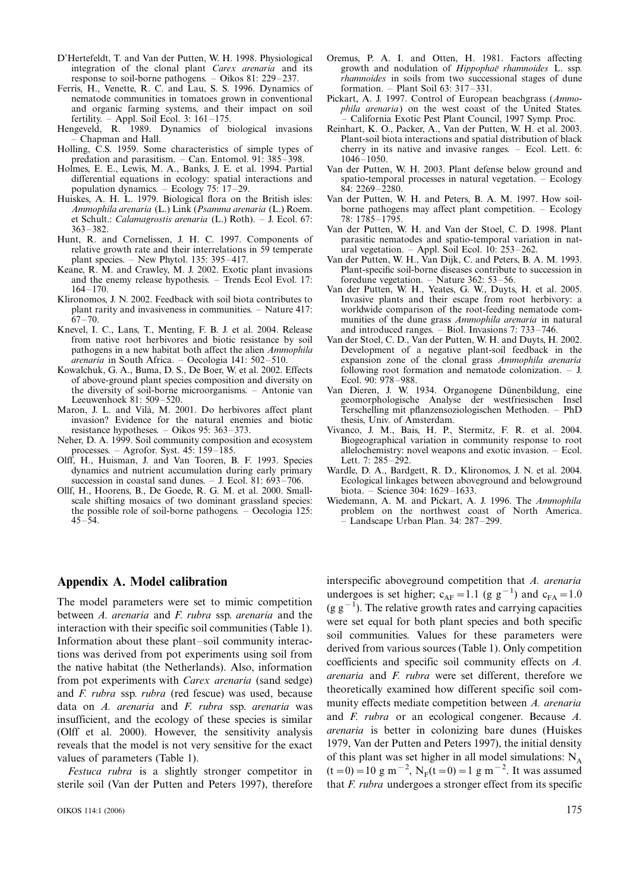D'Hertefeldt, T. and Van der Putten, W. H. 1998. Physiological integration of the clonal plant *Carex arenaria* and its response to soil-borne pathogens. – Oikos 81: 229–237.

Ferris, H., Venette, R. C. and Lau, S. S. 1996. Dynamics of nematode communities in tomatoes grown in conventional and organic farming systems, and their impact on soil fertility. – Appl. Soil Ecol. 3: 161–175.

Hengeveld, R. 1989. Dynamics of biological invasions – Chapman and Hall.

Holling, C.S. 1959. Some characteristics of simple types of predation and parasitism. – Can. Entomol. 91: 385–398.

Holmes, E. E., Lewis, M. A., Banks, J. E. et al. 1994. Partial differential equations in ecology: spatial interactions and population dynamics. – Ecology 75: 17–29.

Huiskes, A. H. L. 1979. Biological flora on the British isles: *Ammophila arenaria* (L.) Link (*Psamma arenaria* (L.) Roem. et Schult.: *Calamagrostis arenaria* (L.) Roth). – J. Ecol. 67: 363–382.

Hunt, R. and Cornelissen, J. H. C. 1997. Components of relative growth rate and their interrelations in 59 temperate plant species. – New Phytol. 135: 395–417.

Keane, R. M. and Crawley, M. J. 2002. Exotic plant invasions and the enemy release hypothesis. – Trends Ecol Evol. 17: 164–170.

Klironomos, J. N. 2002. Feedback with soil biota contributes to plant rarity and invasiveness in communities. – Nature 417: 67–70.

Knevel, I. C., Lans, T., Menting, F. B. J. et al. 2004. Release from native root herbivores and biotic resistance by soil pathogens in a new habitat both affect the alien *Ammophila arenaria* in South Africa. – Oecologia 141: 502–510.

Kowalchuk, G. A., Buma, D. S., De Boer, W. et al. 2002. Effects of above-ground plant species composition and diversity on the diversity of soil-borne microorganisms. – Antonie van Leeuwenhoek 81: 509–520.

Maron, J. L. and Vilà, M. 2001. Do herbivores affect plant invasion? Evidence for the natural enemies and biotic resistance hypotheses. – Oikos 95: 363–373.

Neher, D. A. 1999. Soil community composition and ecosystem processes. – Agrofor. Syst. 45: 159–185.

Olff, H., Huisman, J. and Van Tooren, B. F. 1993. Species dynamics and nutrient accumulation during early primary succession in coastal sand dunes. – J. Ecol. 81: 693–706.

Ollf, H., Hoorens, B., De Goede, R. G. M. et al. 2000. Small-scale shifting mosaics of two dominant grassland species: the possible role of soil-borne pathogens. – Oecologia 125: 45–54.

Oremus, P. A. I. and Otten, H. 1981. Factors affecting growth and nodulation of *Hippophaë rhamnoides* L. ssp. *rhamnoides* in soils from two successional stages of dune formation. – Plant Soil 63: 317–331.

Pickart, A. J. 1997. Control of European beachgrass (*Ammophila arenaria*) on the west coast of the United States. – California Exotic Pest Plant Council, 1997 Symp. Proc.

Reinhart, K. O., Packer, A., Van der Putten, W. H. et al. 2003. Plant-soil biota interactions and spatial distribution of black cherry in its native and invasive ranges. – Ecol. Lett. 6: 1046–1050.

Van der Putten, W. H. 2003. Plant defense below ground and spatio-temporal processes in natural vegetation. – Ecology 84: 2269–2280.

Van der Putten, W. H. and Peters, B. A. M. 1997. How soil-borne pathogens may affect plant competition. – Ecology 78: 1785–1795.

Van der Putten, W. H. and Van der Stoel, C. D. 1998. Plant parasitic nematodes and spatio-temporal variation in natural vegetation. – Appl. Soil Ecol. 10: 253–262.

Van der Putten, W. H., Van Dijk, C. and Peters, B. A. M. 1993. Plant-specific soil-borne diseases contribute to succession in foredune vegetation. – Nature 362: 53–56.

Van der Putten, W. H., Yeates, G. W., Duyts, H. et al. 2005. Invasive plants and their escape from root herbivory: a worldwide comparison of the root-feeding nematode communities of the dune grass *Ammophila arenaria* in natural and introduced ranges. – Biol. Invasions 7: 733–746.

Van der Stoel, C. D., Van der Putten, W. H. and Duyts, H. 2002. Development of a negative plant-soil feedback in the expansion zone of the clonal grass *Ammophila arenaria* following root formation and nematode colonization. – J. Ecol. 90: 978–988.

Van Dieren, J. W. 1934. Organogene Dünenbildung, eine geomorphologische Analyse der westfriesischen Insel Terschelling mit pflanzensoziologischen Methoden. – PhD thesis, Univ. of Amsterdam.

Vivanco, J. M., Bais, H. P., Stermitz, F. R. et al. 2004. Biogeographical variation in community response to root allelochemistry: novel weapons and exotic invasion. – Ecol. Lett. 7: 285–292.

Wardle, D. A., Bardgett, R. D., Klironomos, J. N. et al. 2004. Ecological linkages between aboveground and belowground biota. – Science 304: 1629–1633.

Wiedemann, A. M. and Pickart, A. J. 1996. The *Ammophila* problem on the northwest coast of North America. – Landscape Urban Plan. 34: 287–299.

## Appendix A. Model calibration

The model parameters were set to mimic competition between *A. arenaria* and *F. rubra* ssp. *arenaria* and the interaction with their specific soil communities (Table 1). Information about these plant–soil community interactions was derived from pot experiments using soil from the native habitat (the Netherlands). Also, information from pot experiments with *Carex arenaria* (sand sedge) and *F. rubra* ssp. *rubra* (red fescue) was used, because data on *A. arenaria* and *F. rubra* ssp. *arenaria* was insufficient, and the ecology of these species is similar (Olff et al. 2000). However, the sensitivity analysis reveals that the model is not very sensitive for the exact values of parameters (Table 1).

*Festuca rubra* is a slightly stronger competitor in sterile soil (Van der Putten and Peters 1997), therefore interspecific aboveground competition that *A. arenaria* undergoes is set higher; $c_{AF} = 1.1$ (g g$^{-1}$) and $c_{FA} = 1.0$ (g g$^{-1}$). The relative growth rates and carrying capacities were set equal for both plant species and both specific soil communities. Values for these parameters were derived from various sources (Table 1). Only competition coefficients and specific soil community effects on *A. arenaria* and *F. rubra* were set different, therefore we theoretically examined how different specific soil community effects mediate competition between *A. arenaria* and *F. rubra* or an ecological congener. Because *A. arenaria* is better in colonizing bare dunes (Huiskes 1979, Van der Putten and Peters 1997), the initial density of this plant was set higher in all model simulations: $N_A (t = 0) = 10$ g m$^{-2}$, $N_F(t = 0) = 1$ g m$^{-2}$. It was assumed that *F. rubra* undergoes a stronger effect from its specific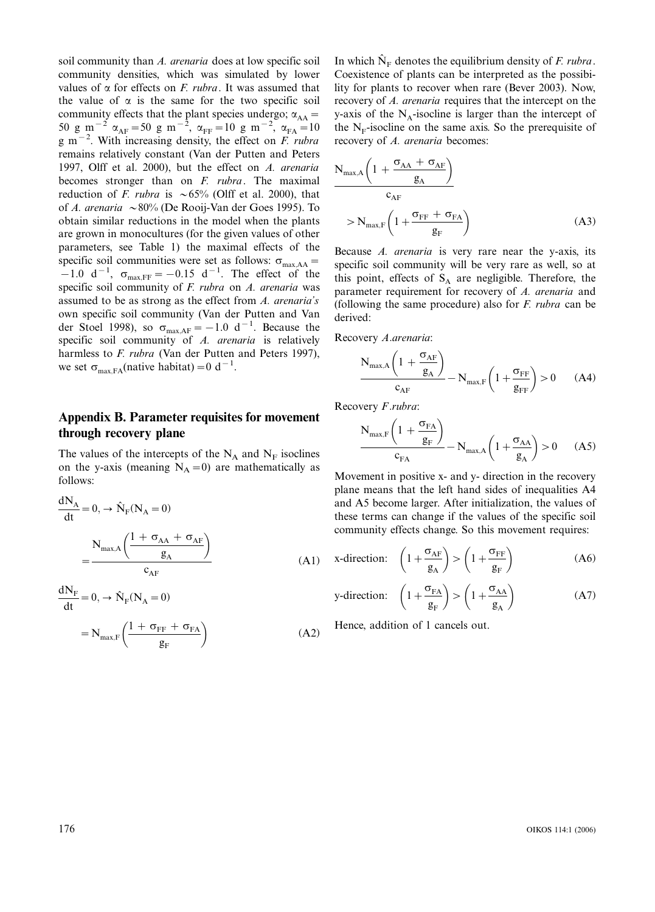soil community than *A. arenaria* does at low specific soil community densities, which was simulated by lower values of $\alpha$ for effects on *F. rubra*. It was assumed that the value of $\alpha$ is the same for the two specific soil community effects that the plant species undergo; $\alpha_{AA} = 50$ g m$^{-2}$ $\alpha_{AF} = 50$ g m$^{-2}$, $\alpha_{FF} = 10$ g m$^{-2}$, $\alpha_{FA} = 10$ g m$^{-2}$. With increasing density, the effect on *F. rubra* remains relatively constant (Van der Putten and Peters 1997, Olff et al. 2000), but the effect on *A. arenaria* becomes stronger than on *F. rubra*. The maximal reduction of *F. rubra* is $\sim$65% (Olff et al. 2000), that of *A. arenaria* $\sim$80% (De Rooij-Van der Goes 1995). To obtain similar reductions in the model when the plants are grown in monocultures (for the given values of other parameters, see Table 1) the maximal effects of the specific soil communities were set as follows: $\sigma_{max,AA} = -1.0$ d$^{-1}$, $\sigma_{max,FF} = -0.15$ d$^{-1}$. The effect of the specific soil community of *F. rubra* on *A. arenaria* was assumed to be as strong as the effect from *A. arenaria's* own specific soil community (Van der Putten and Van der Stoel 1998), so $\sigma_{max,AF} = -1.0$ d$^{-1}$. Because the specific soil community of *A. arenaria* is relatively harmless to *F. rubra* (Van der Putten and Peters 1997), we set $\sigma_{max,FA}$(native habitat) $= 0$ d$^{-1}$.

## Appendix B. Parameter requisites for movement through recovery plane

The values of the intercepts of the $N_A$ and $N_F$ isoclines on the y-axis (meaning $N_A = 0$) are mathematically as follows:

$$\frac{dN_A}{dt} = 0, \rightarrow \hat{N}_F(N_A = 0) = \frac{N_{max,A}\left(\dfrac{1 + \sigma_{AA} + \sigma_{AF}}{g_A}\right)}{c_{AF}} \tag{A1}$$

$$\frac{dN_F}{dt} = 0, \rightarrow \hat{N}_F(N_A = 0) = N_{max,F}\left(\frac{1 + \sigma_{FF} + \sigma_{FA}}{g_F}\right) \tag{A2}$$

In which $\hat{N}_F$ denotes the equilibrium density of *F. rubra*. Coexistence of plants can be interpreted as the possibility for plants to recover when rare (Bever 2003). Now, recovery of *A. arenaria* requires that the intercept on the y-axis of the $N_A$-isocline is larger than the intercept of the $N_F$-isocline on the same axis. So the prerequisite of recovery of *A. arenaria* becomes:

$$\frac{N_{max,A}\left(1 + \dfrac{\sigma_{AA} + \sigma_{AF}}{g_A}\right)}{c_{AF}} > N_{max,F}\left(1 + \frac{\sigma_{FF} + \sigma_{FA}}{g_F}\right) \tag{A3}$$

Because *A. arenaria* is very rare near the y-axis, its specific soil community will be very rare as well, so at this point, effects of $S_A$ are negligible. Therefore, the parameter requirement for recovery of *A. arenaria* and (following the same procedure) also for *F. rubra* can be derived:

Recovery *A.arenaria*:

$$\frac{N_{max,A}\left(1 + \dfrac{\sigma_{AF}}{g_A}\right)}{c_{AF}} - N_{max,F}\left(1 + \frac{\sigma_{FF}}{g_{FF}}\right) > 0 \tag{A4}$$

Recovery *F.rubra*:

$$\frac{N_{max,F}\left(1 + \dfrac{\sigma_{FA}}{g_F}\right)}{c_{FA}} - N_{max,A}\left(1 + \frac{\sigma_{AA}}{g_A}\right) > 0 \tag{A5}$$

Movement in positive x- and y- direction in the recovery plane means that the left hand sides of inequalities A4 and A5 become larger. After initialization, the values of these terms can change if the values of the specific soil community effects change. So this movement requires:

$$\text{x-direction:} \quad \left(1 + \frac{\sigma_{AF}}{g_A}\right) > \left(1 + \frac{\sigma_{FF}}{g_F}\right) \tag{A6}$$

$$\text{y-direction:} \quad \left(1 + \frac{\sigma_{FA}}{g_F}\right) > \left(1 + \frac{\sigma_{AA}}{g_A}\right) \tag{A7}$$

Hence, addition of 1 cancels out.